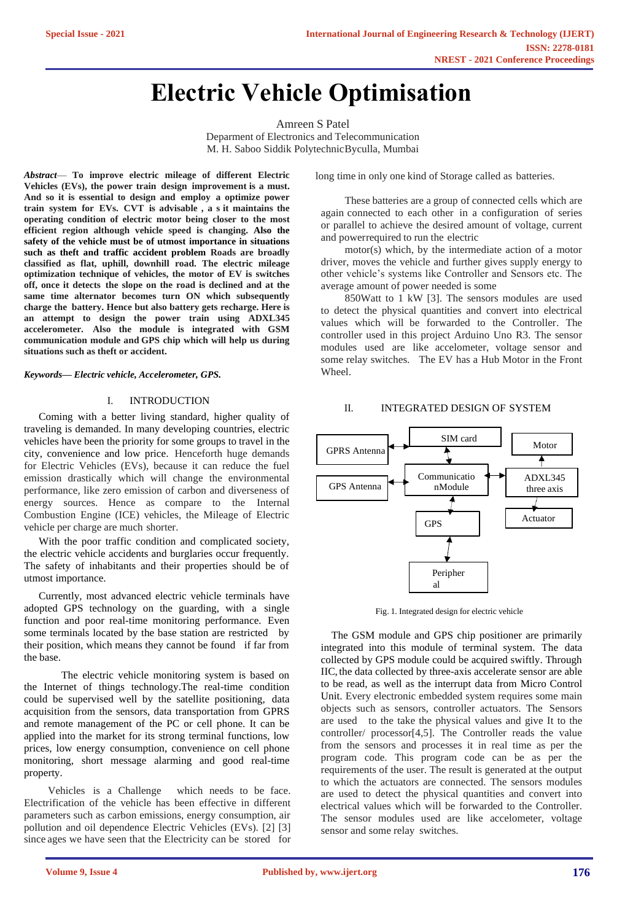# Electric Vehicle Optimisation

Amreen S Patel
Deparment of Electronics and Telecommunication
M. H. Saboo Siddik PolytechnicByculla, Mumbai

***Abstract*— To improve electric mileage of different Electric Vehicles (EVs), the power train design improvement is a must. And so it is essential to design and employ a optimize power train system for EVs. CVT is advisable , a s it maintains the operating condition of electric motor being closer to the most efficient region although vehicle speed is changing. Also the safety of the vehicle must be of utmost importance in situations such as theft and traffic accident problem Roads are broadly classified as flat, uphill, downhill road. The electric mileage optimization technique of vehicles, the motor of EV is switches off, once it detects the slope on the road is declined and at the same time alternator becomes turn ON which subsequently charge the battery. Hence but also battery gets recharge. Here is an attempt to design the power train using ADXL345 accelerometer. Also the module is integrated with GSM communication module and GPS chip which will help us during situations such as theft or accident.**

***Keywords— Electric vehicle, Accelerometer, GPS.***

## I. INTRODUCTION

Coming with a better living standard, higher quality of traveling is demanded. In many developing countries, electric vehicles have been the priority for some groups to travel in the city, convenience and low price. Henceforth huge demands for Electric Vehicles (EVs), because it can reduce the fuel emission drastically which will change the environmental performance, like zero emission of carbon and diverseness of energy sources. Hence as compare to the Internal Combustion Engine (ICE) vehicles, the Mileage of Electric vehicle per charge are much shorter.

With the poor traffic condition and complicated society, the electric vehicle accidents and burglaries occur frequently. The safety of inhabitants and their properties should be of utmost importance.

Currently, most advanced electric vehicle terminals have adopted GPS technology on the guarding, with a single function and poor real-time monitoring performance. Even some terminals located by the base station are restricted by their position, which means they cannot be found if far from the base.

The electric vehicle monitoring system is based on the Internet of things technology.The real-time condition could be supervised well by the satellite positioning, data acquisition from the sensors, data transportation from GPRS and remote management of the PC or cell phone. It can be applied into the market for its strong terminal functions, low prices, low energy consumption, convenience on cell phone monitoring, short message alarming and good real-time property.

Vehicles is a Challenge which needs to be face. Electrification of the vehicle has been effective in different parameters such as carbon emissions, energy consumption, air pollution and oil dependence Electric Vehicles (EVs). [2] [3] since ages we have seen that the Electricity can be stored for long time in only one kind of Storage called as batteries.

These batteries are a group of connected cells which are again connected to each other in a configuration of series or parallel to achieve the desired amount of voltage, current and powerrequired to run the electric motor(s) which, by the intermediate action of a motor driver, moves the vehicle and further gives supply energy to other vehicle's systems like Controller and Sensors etc. The average amount of power needed is some 850Watt to 1 kW [3]. The sensors modules are used to detect the physical quantities and convert into electrical values which will be forwarded to the Controller. The controller used in this project Arduino Uno R3. The sensor modules used are like accelerometer, voltage sensor and some relay switches. The EV has a Hub Motor in the Front Wheel.

## II. INTEGRATED DESIGN OF SYSTEM

GPRS Antenna | SIM card | Motor | GPS Antenna | Communication Module | ADXL345 three axis | Actuator | GPS | Peripheral

Fig. 1. Integrated design for electric vehicle

The GSM module and GPS chip positioner are primarily integrated into this module of terminal system. The data collected by GPS module could be acquired swiftly. Through IIC, the data collected by three-axis accelerate sensor are able to be read, as well as the interrupt data from Micro Control Unit. Every electronic embedded system requires some main objects such as sensors, controller actuators. The Sensors are used to the take the physical values and give It to the controller/ processor[4,5]. The Controller reads the value from the sensors and processes it in real time as per the program code. This program code can be as per the requirements of the user. The result is generated at the output to which the actuators are connected. The sensors modules are used to detect the physical quantities and convert into electrical values which will be forwarded to the Controller. The sensor modules used are like accelometer, voltage sensor and some relay switches.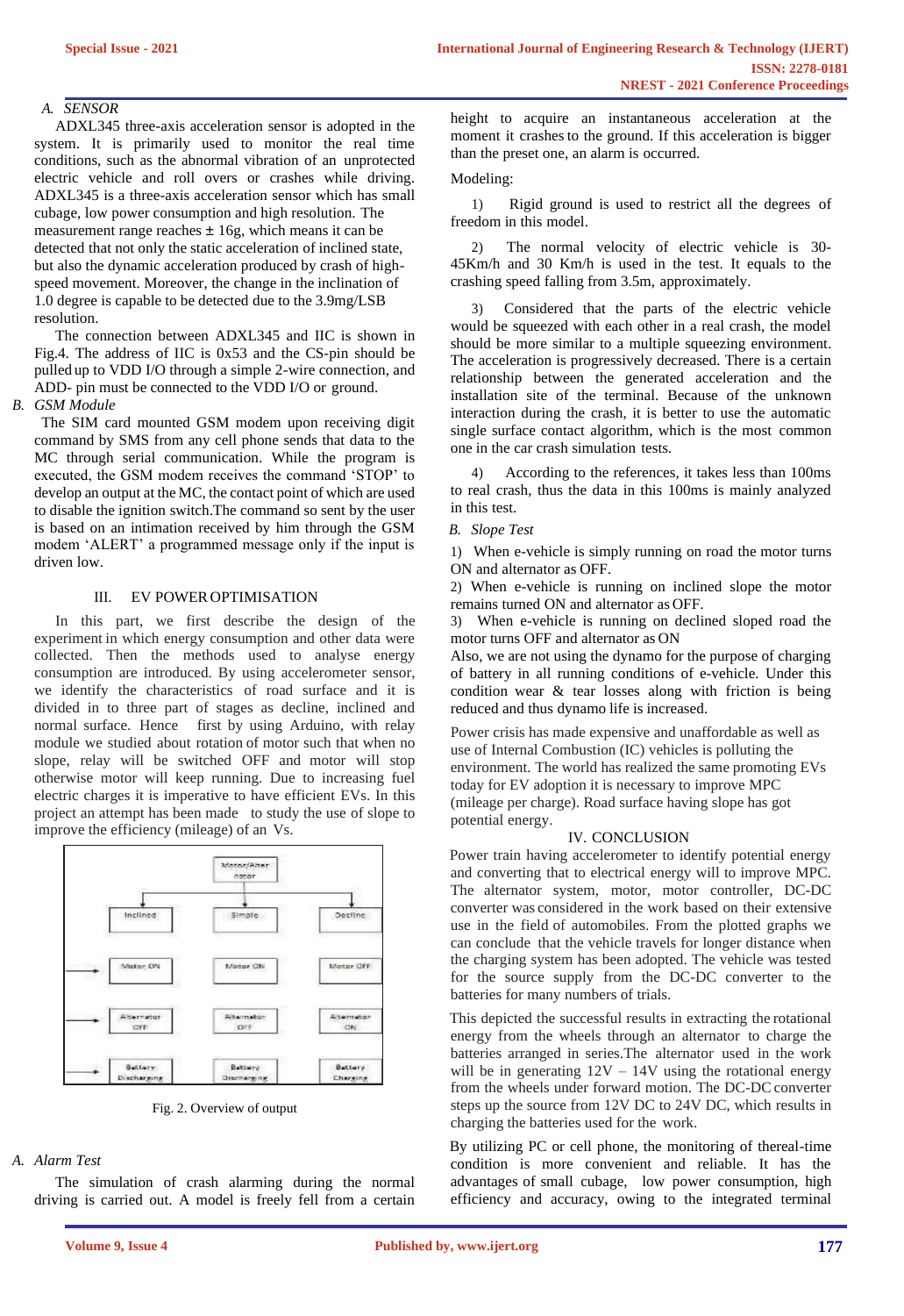### A. SENSOR

ADXL345 three-axis acceleration sensor is adopted in the system. It is primarily used to monitor the real time conditions, such as the abnormal vibration of an unprotected electric vehicle and roll overs or crashes while driving. ADXL345 is a three-axis acceleration sensor which has small cubage, low power consumption and high resolution. The measurement range reaches ± 16g, which means it can be detected that not only the static acceleration of inclined state, but also the dynamic acceleration produced by crash of high-speed movement. Moreover, the change in the inclination of 1.0 degree is capable to be detected due to the 3.9mg/LSB resolution.

The connection between ADXL345 and IIC is shown in Fig.4. The address of IIC is 0x53 and the CS-pin should be pulled up to VDD I/O through a simple 2-wire connection, and ADD- pin must be connected to the VDD I/O or ground.

### B. GSM Module

The SIM card mounted GSM modem upon receiving digit command by SMS from any cell phone sends that data to the MC through serial communication. While the program is executed, the GSM modem receives the command 'STOP' to develop an output at the MC, the contact point of which are used to disable the ignition switch.The command so sent by the user is based on an intimation received by him through the GSM modem 'ALERT' a programmed message only if the input is driven low.

## III. EV POWER OPTIMISATION

In this part, we first describe the design of the experiment in which energy consumption and other data were collected. Then the methods used to analyse energy consumption are introduced. By using accelerometer sensor, we identify the characteristics of road surface and it is divided in to three part of stages as decline, inclined and normal surface. Hence first by using Arduino, with relay module we studied about rotation of motor such that when no slope, relay will be switched OFF and motor will stop otherwise motor will keep running. Due to increasing fuel electric charges it is imperative to have efficient EVs. In this project an attempt has been made to study the use of slope to improve the efficiency (mileage) of an Vs.

| | Motor/Alternator | |
|---|---|---|
| Inclined | Simple | Decline |
| Motor ON | Motor ON | Motor OFF |
| Alternator OFF | Alternator OFF | Alternator ON |
| Battery Discharging | Battery Discharging | Battery Charging |

Fig. 2. Overview of output

### A. Alarm Test

The simulation of crash alarming during the normal driving is carried out. A model is freely fell from a certain height to acquire an instantaneous acceleration at the moment it crashes to the ground. If this acceleration is bigger than the preset one, an alarm is occurred.

Modeling:

1) Rigid ground is used to restrict all the degrees of freedom in this model.

2) The normal velocity of electric vehicle is 30-45Km/h and 30 Km/h is used in the test. It equals to the crashing speed falling from 3.5m, approximately.

3) Considered that the parts of the electric vehicle would be squeezed with each other in a real crash, the model should be more similar to a multiple squeezing environment. The acceleration is progressively decreased. There is a certain relationship between the generated acceleration and the installation site of the terminal. Because of the unknown interaction during the crash, it is better to use the automatic single surface contact algorithm, which is the most common one in the car crash simulation tests.

4) According to the references, it takes less than 100ms to real crash, thus the data in this 100ms is mainly analyzed in this test.

### B. Slope Test

1) When e-vehicle is simply running on road the motor turns ON and alternator as OFF.

2) When e-vehicle is running on inclined slope the motor remains turned ON and alternator as OFF.

3) When e-vehicle is running on declined sloped road the motor turns OFF and alternator as ON

Also, we are not using the dynamo for the purpose of charging of battery in all running conditions of e-vehicle. Under this condition wear & tear losses along with friction is being reduced and thus dynamo life is increased.

Power crisis has made expensive and unaffordable as well as use of Internal Combustion (IC) vehicles is polluting the environment. The world has realized the same promoting EVs today for EV adoption it is necessary to improve MPC (mileage per charge). Road surface having slope has got potential energy.

## IV. CONCLUSION

Power train having accelerometer to identify potential energy and converting that to electrical energy will to improve MPC. The alternator system, motor, motor controller, DC-DC converter was considered in the work based on their extensive use in the field of automobiles. From the plotted graphs we can conclude that the vehicle travels for longer distance when the charging system has been adopted. The vehicle was tested for the source supply from the DC-DC converter to the batteries for many numbers of trials.

This depicted the successful results in extracting the rotational energy from the wheels through an alternator to charge the batteries arranged in series.The alternator used in the work will be in generating 12V – 14V using the rotational energy from the wheels under forward motion. The DC-DC converter steps up the source from 12V DC to 24V DC, which results in charging the batteries used for the work.

By utilizing PC or cell phone, the monitoring of thereal-time condition is more convenient and reliable. It has the advantages of small cubage, low power consumption, high efficiency and accuracy, owing to the integrated terminal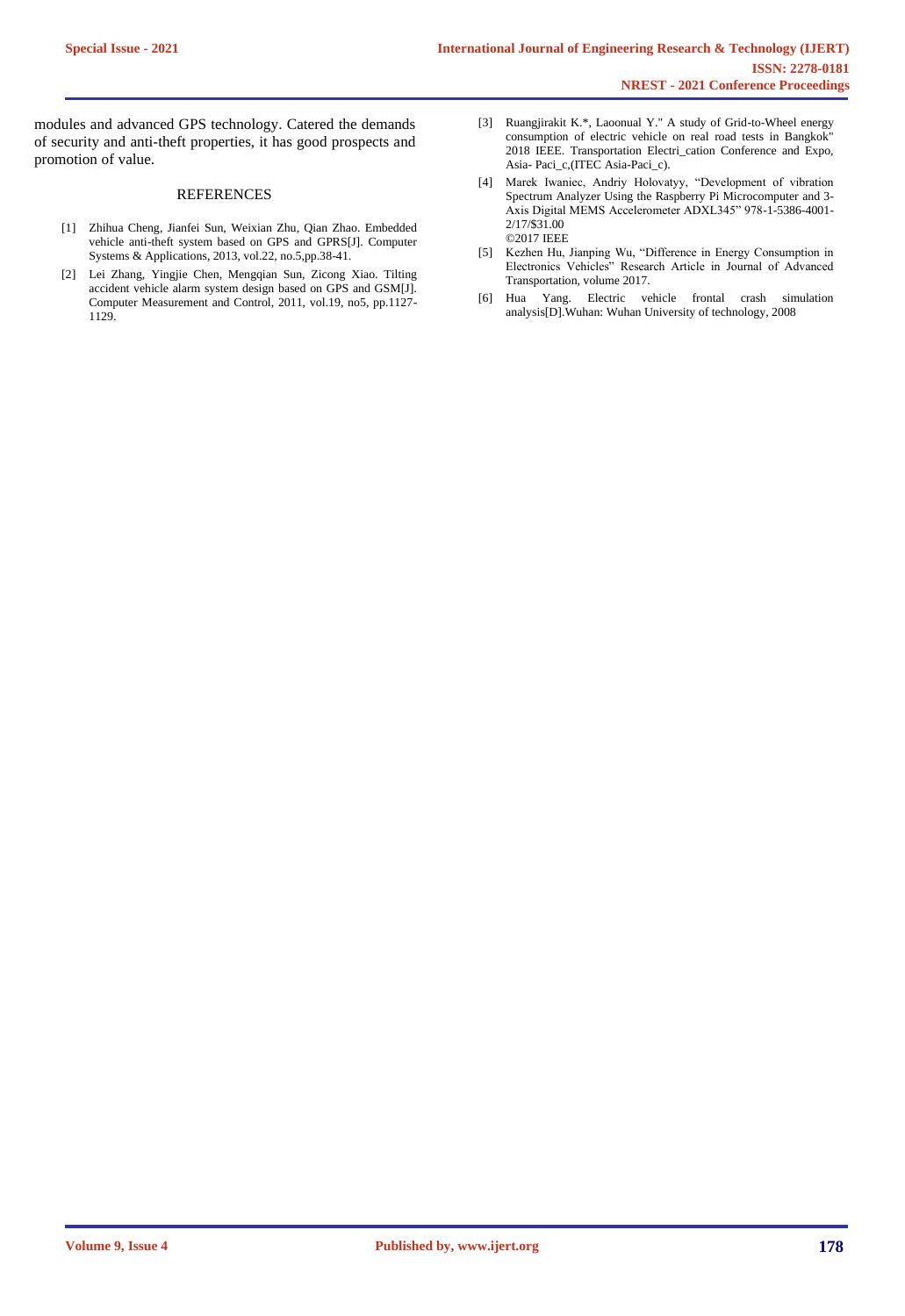modules and advanced GPS technology. Catered the demands of security and anti-theft properties, it has good prospects and promotion of value.

## REFERENCES

[1] Zhihua Cheng, Jianfei Sun, Weixian Zhu, Qian Zhao. Embedded vehicle anti-theft system based on GPS and GPRS[J]. Computer Systems & Applications, 2013, vol.22, no.5,pp.38-41.

[2] Lei Zhang, Yingjie Chen, Mengqian Sun, Zicong Xiao. Tilting accident vehicle alarm system design based on GPS and GSM[J]. Computer Measurement and Control, 2011, vol.19, no5, pp.1127-1129.

[3] Ruangjirakit K.*, Laoonual Y." A study of Grid-to-Wheel energy consumption of electric vehicle on real road tests in Bangkok" 2018 IEEE. Transportation Electri_cation Conference and Expo, Asia- Paci_c,(ITEC Asia-Paci_c).

[4] Marek Iwaniec, Andriy Holovatyy, "Development of vibration Spectrum Analyzer Using the Raspberry Pi Microcomputer and 3-Axis Digital MEMS Accelerometer ADXL345" 978-1-5386-4001-2/17/$31.00 ©2017 IEEE

[5] Kezhen Hu, Jianping Wu, "Difference in Energy Consumption in Electronics Vehicles" Research Article in Journal of Advanced Transportation, volume 2017.

[6] Hua Yang. Electric vehicle frontal crash simulation analysis[D].Wuhan: Wuhan University of technology, 2008